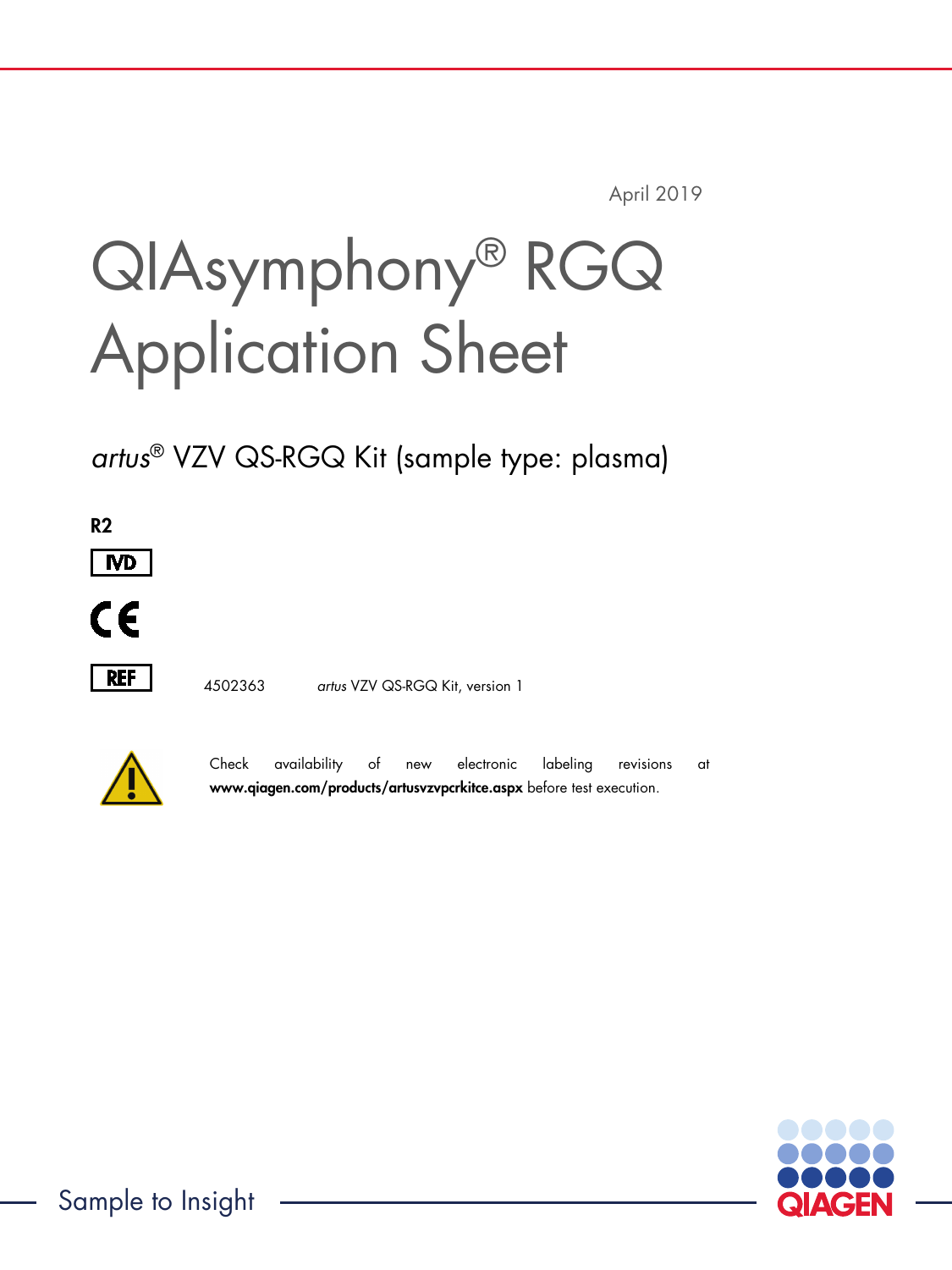April 2019

# QIAsymphony® RGQ Application Sheet

## *artus*® VZV QS-RGQ Kit (sample type: plasma)

**R2**

IVD

CE

REF 4502363 *artus* VZV QS-RGQ Kit, version 1

Check availability of new electronic labeling revisions at **www.qiagen.com/products/artusvzvpcrkitce.aspx** before test execution.

Sample to Insight

QIAGEN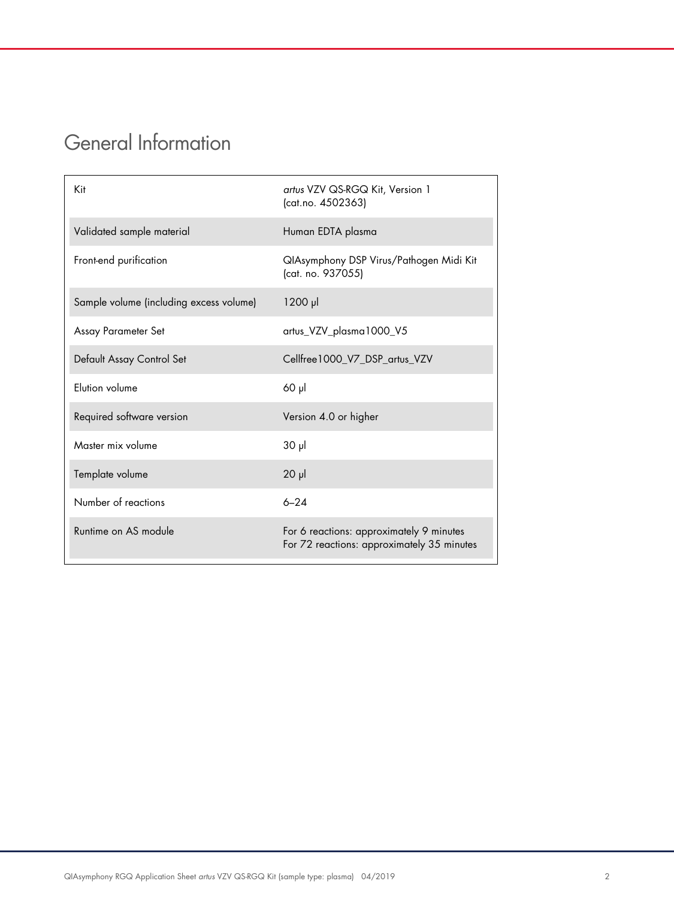# General Information

| | |
|---|---|
| Kit | *artus* VZV QS-RGQ Kit, Version 1 (cat.no. 4502363) |
| Validated sample material | Human EDTA plasma |
| Front-end purification | QIAsymphony DSP Virus/Pathogen Midi Kit (cat. no. 937055) |
| Sample volume (including excess volume) | 1200 µl |
| Assay Parameter Set | artus_VZV_plasma1000_V5 |
| Default Assay Control Set | Cellfree1000_V7_DSP_artus_VZV |
| Elution volume | 60 µl |
| Required software version | Version 4.0 or higher |
| Master mix volume | 30 µl |
| Template volume | 20 µl |
| Number of reactions | 6–24 |
| Runtime on AS module | For 6 reactions: approximately 9 minutes<br>For 72 reactions: approximately 35 minutes |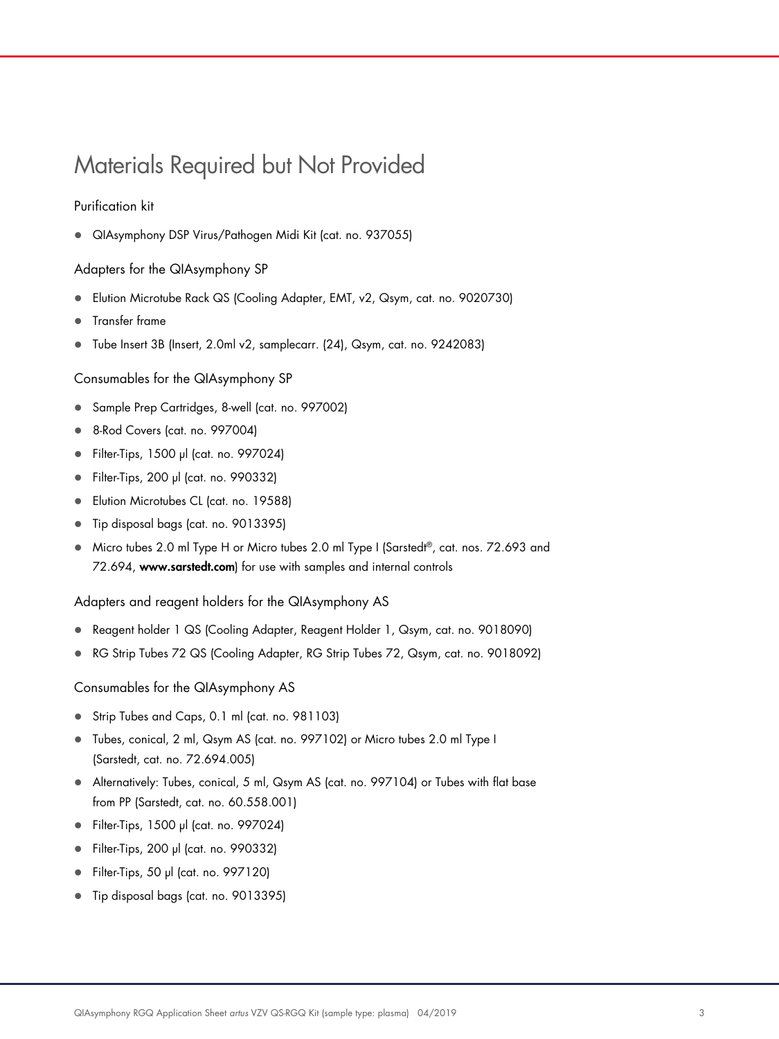# Materials Required but Not Provided

### Purification kit

- QIAsymphony DSP Virus/Pathogen Midi Kit (cat. no. 937055)

### Adapters for the QIAsymphony SP

- Elution Microtube Rack QS (Cooling Adapter, EMT, v2, Qsym, cat. no. 9020730)
- Transfer frame
- Tube Insert 3B (Insert, 2.0ml v2, samplecarr. (24), Qsym, cat. no. 9242083)

### Consumables for the QIAsymphony SP

- Sample Prep Cartridges, 8-well (cat. no. 997002)
- 8-Rod Covers (cat. no. 997004)
- Filter-Tips, 1500 µl (cat. no. 997024)
- Filter-Tips, 200 µl (cat. no. 990332)
- Elution Microtubes CL (cat. no. 19588)
- Tip disposal bags (cat. no. 9013395)
- Micro tubes 2.0 ml Type H or Micro tubes 2.0 ml Type I (Sarstedt®, cat. nos. 72.693 and 72.694, **www.sarstedt.com**) for use with samples and internal controls

### Adapters and reagent holders for the QIAsymphony AS

- Reagent holder 1 QS (Cooling Adapter, Reagent Holder 1, Qsym, cat. no. 9018090)
- RG Strip Tubes 72 QS (Cooling Adapter, RG Strip Tubes 72, Qsym, cat. no. 9018092)

### Consumables for the QIAsymphony AS

- Strip Tubes and Caps, 0.1 ml (cat. no. 981103)
- Tubes, conical, 2 ml, Qsym AS (cat. no. 997102) or Micro tubes 2.0 ml Type I (Sarstedt, cat. no. 72.694.005)
- Alternatively: Tubes, conical, 5 ml, Qsym AS (cat. no. 997104) or Tubes with flat base from PP (Sarstedt, cat. no. 60.558.001)
- Filter-Tips, 1500 µl (cat. no. 997024)
- Filter-Tips, 200 µl (cat. no. 990332)
- Filter-Tips, 50 µl (cat. no. 997120)
- Tip disposal bags (cat. no. 9013395)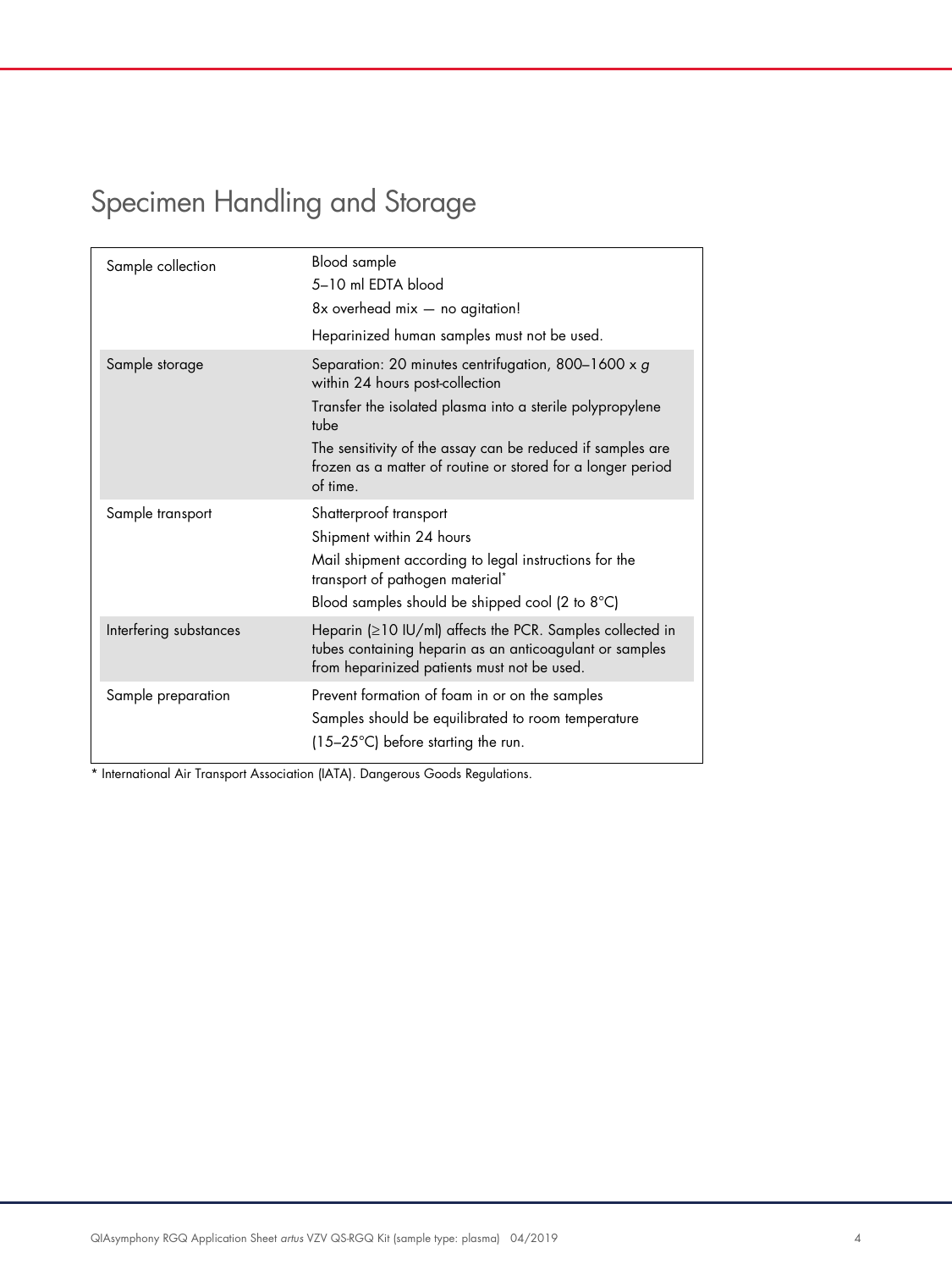# Specimen Handling and Storage

| | |
|---|---|
| Sample collection | Blood sample<br>5–10 ml EDTA blood<br>8x overhead mix — no agitation!<br>Heparinized human samples must not be used. |
| Sample storage | Separation: 20 minutes centrifugation, 800–1600 x *g* within 24 hours post-collection<br>Transfer the isolated plasma into a sterile polypropylene tube<br>The sensitivity of the assay can be reduced if samples are frozen as a matter of routine or stored for a longer period of time. |
| Sample transport | Shatterproof transport<br>Shipment within 24 hours<br>Mail shipment according to legal instructions for the transport of pathogen material*<br>Blood samples should be shipped cool (2 to 8°C) |
| Interfering substances | Heparin (≥10 IU/ml) affects the PCR. Samples collected in tubes containing heparin as an anticoagulant or samples from heparinized patients must not be used. |
| Sample preparation | Prevent formation of foam in or on the samples<br>Samples should be equilibrated to room temperature<br>(15–25°C) before starting the run. |

* International Air Transport Association (IATA). Dangerous Goods Regulations.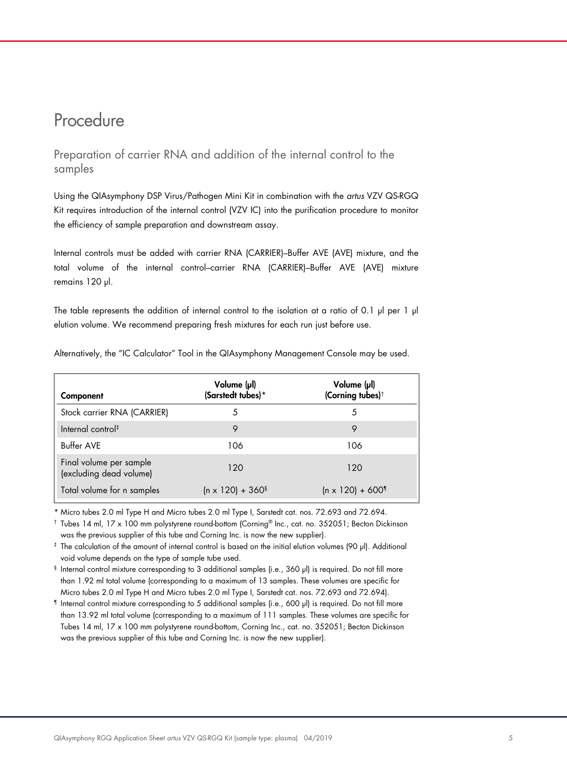# Procedure

## Preparation of carrier RNA and addition of the internal control to the samples

Using the QIAsymphony DSP Virus/Pathogen Mini Kit in combination with the *artus* VZV QS-RGQ Kit requires introduction of the internal control (VZV IC) into the purification procedure to monitor the efficiency of sample preparation and downstream assay.

Internal controls must be added with carrier RNA (CARRIER)–Buffer AVE (AVE) mixture, and the total volume of the internal control–carrier RNA (CARRIER)–Buffer AVE (AVE) mixture remains 120 µl.

The table represents the addition of internal control to the isolation at a ratio of 0.1 µl per 1 µl elution volume. We recommend preparing fresh mixtures for each run just before use.

Alternatively, the "IC Calculator" Tool in the QIAsymphony Management Console may be used.

| Component | Volume (µl) (Sarstedt tubes)* | Volume (µl) (Corning tubes)† |
|---|---|---|
| Stock carrier RNA (CARRIER) | 5 | 5 |
| Internal control‡ | 9 | 9 |
| Buffer AVE | 106 | 106 |
| Final volume per sample (excluding dead volume) | 120 | 120 |
| Total volume for n samples | (n x 120) + 360§ | (n x 120) + 600¶ |

\* Micro tubes 2.0 ml Type H and Micro tubes 2.0 ml Type I, Sarstedt cat. nos. 72.693 and 72.694.

† Tubes 14 ml, 17 x 100 mm polystyrene round-bottom (Corning® Inc., cat. no. 352051; Becton Dickinson was the previous supplier of this tube and Corning Inc. is now the new supplier).

‡ The calculation of the amount of internal control is based on the initial elution volumes (90 µl). Additional void volume depends on the type of sample tube used.

§ Internal control mixture corresponding to 3 additional samples (i.e., 360 µl) is required. Do not fill more than 1.92 ml total volume (corresponding to a maximum of 13 samples. These volumes are specific for Micro tubes 2.0 ml Type H and Micro tubes 2.0 ml Type I, Sarstedt cat. nos. 72.693 and 72.694).

¶ Internal control mixture corresponding to 5 additional samples (i.e., 600 µl) is required. Do not fill more than 13.92 ml total volume (corresponding to a maximum of 111 samples. These volumes are specific for Tubes 14 ml, 17 x 100 mm polystyrene round-bottom, Corning Inc., cat. no. 352051; Becton Dickinson was the previous supplier of this tube and Corning Inc. is now the new supplier).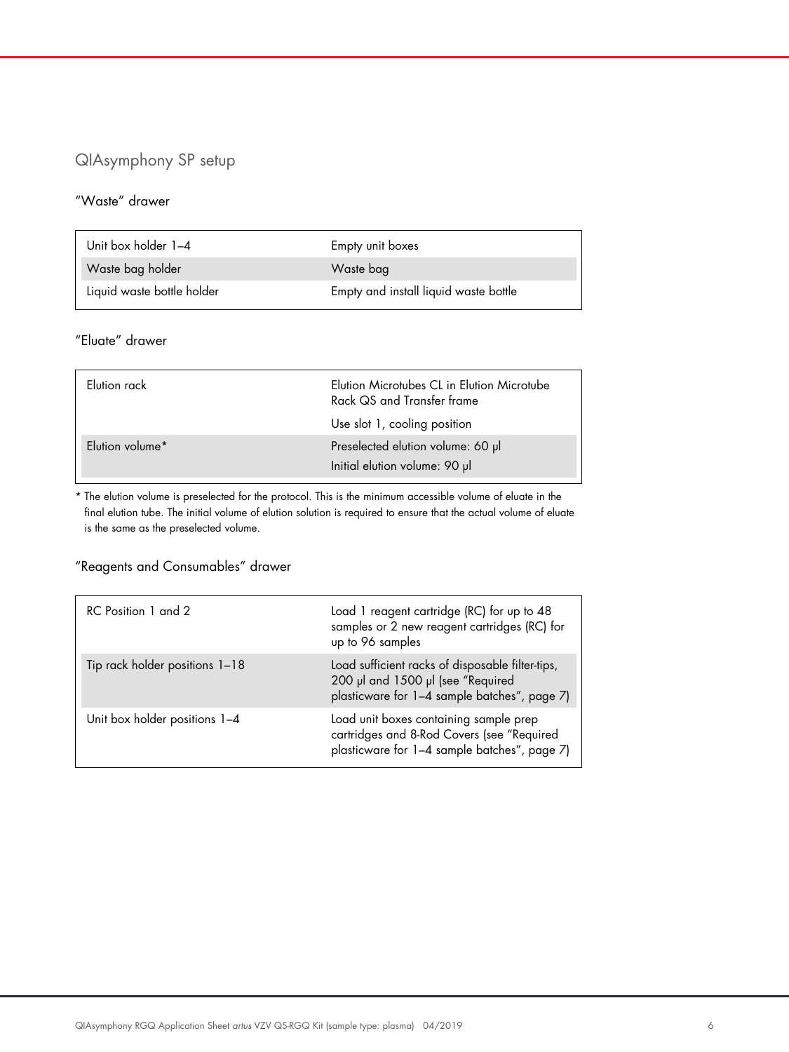## QIAsymphony SP setup

### "Waste" drawer

| | |
|---|---|
| Unit box holder 1–4 | Empty unit boxes |
| Waste bag holder | Waste bag |
| Liquid waste bottle holder | Empty and install liquid waste bottle |

### "Eluate" drawer

| | |
|---|---|
| Elution rack | Elution Microtubes CL in Elution Microtube Rack QS and Transfer frame<br><br>Use slot 1, cooling position |
| Elution volume* | Preselected elution volume: 60 µl<br><br>Initial elution volume: 90 µl |

\* The elution volume is preselected for the protocol. This is the minimum accessible volume of eluate in the final elution tube. The initial volume of elution solution is required to ensure that the actual volume of eluate is the same as the preselected volume.

### "Reagents and Consumables" drawer

| | |
|---|---|
| RC Position 1 and 2 | Load 1 reagent cartridge (RC) for up to 48 samples or 2 new reagent cartridges (RC) for up to 96 samples |
| Tip rack holder positions 1–18 | Load sufficient racks of disposable filter-tips, 200 µl and 1500 µl (see "Required plasticware for 1–4 sample batches", page 7) |
| Unit box holder positions 1–4 | Load unit boxes containing sample prep cartridges and 8-Rod Covers (see "Required plasticware for 1–4 sample batches", page 7) |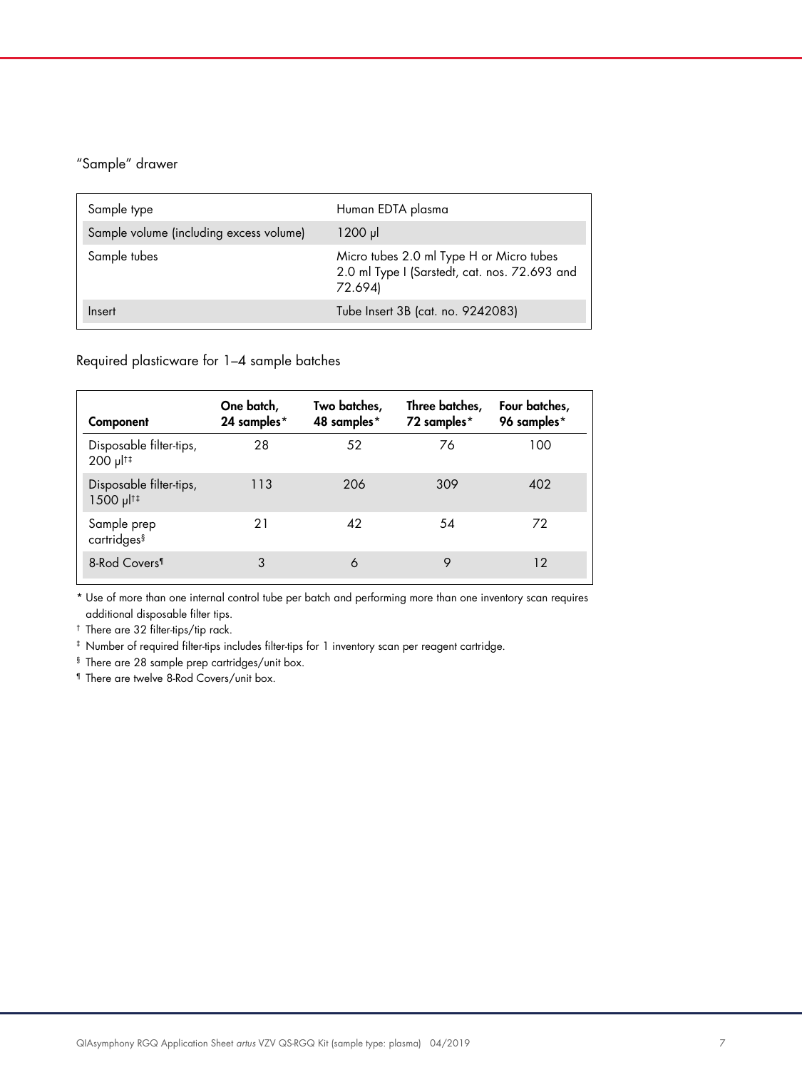"Sample" drawer

| | |
|---|---|
| Sample type | Human EDTA plasma |
| Sample volume (including excess volume) | 1200 µl |
| Sample tubes | Micro tubes 2.0 ml Type H or Micro tubes 2.0 ml Type I (Sarstedt, cat. nos. 72.693 and 72.694) |
| Insert | Tube Insert 3B (cat. no. 9242083) |

Required plasticware for 1–4 sample batches

| Component | One batch, 24 samples* | Two batches, 48 samples* | Three batches, 72 samples* | Four batches, 96 samples* |
|---|---|---|---|---|
| Disposable filter-tips, 200 µl†‡ | 28 | 52 | 76 | 100 |
| Disposable filter-tips, 1500 µl†‡ | 113 | 206 | 309 | 402 |
| Sample prep cartridges§ | 21 | 42 | 54 | 72 |
| 8-Rod Covers¶ | 3 | 6 | 9 | 12 |

\* Use of more than one internal control tube per batch and performing more than one inventory scan requires additional disposable filter tips.

† There are 32 filter-tips/tip rack.

‡ Number of required filter-tips includes filter-tips for 1 inventory scan per reagent cartridge.

§ There are 28 sample prep cartridges/unit box.

¶ There are twelve 8-Rod Covers/unit box.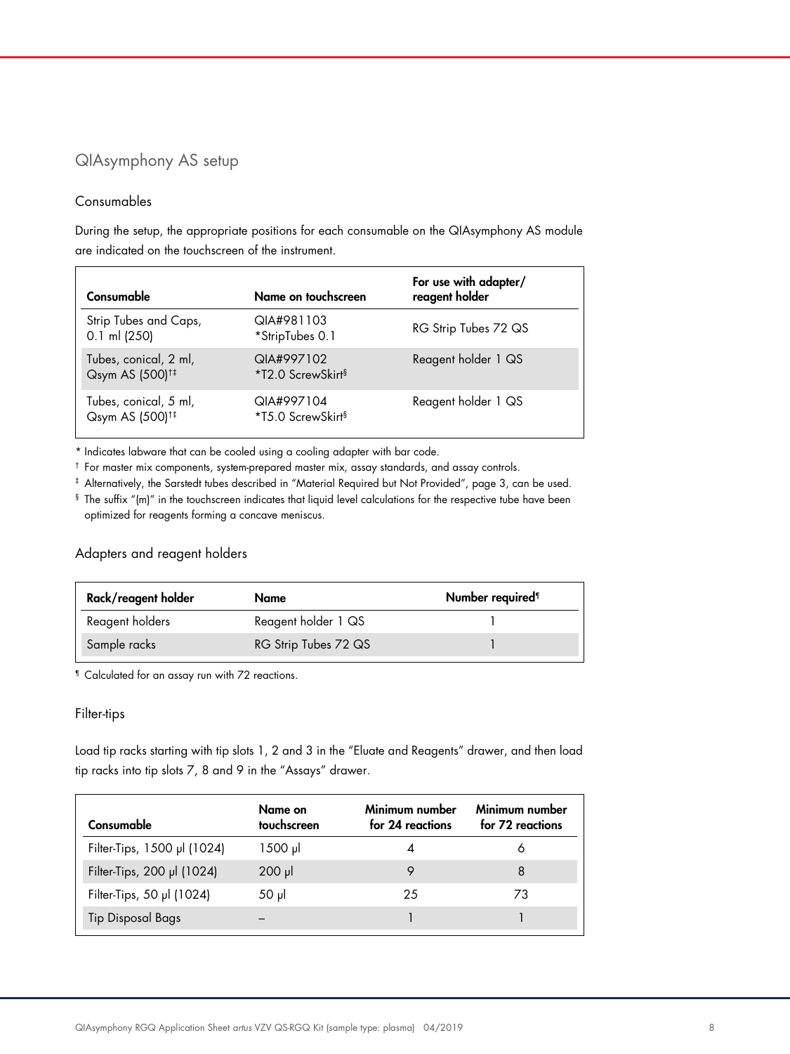## QIAsymphony AS setup

### Consumables

During the setup, the appropriate positions for each consumable on the QIAsymphony AS module are indicated on the touchscreen of the instrument.

| Consumable | Name on touchscreen | For use with adapter/ reagent holder |
|---|---|---|
| Strip Tubes and Caps, 0.1 ml (250) | QIA#981103 *StripTubes 0.1 | RG Strip Tubes 72 QS |
| Tubes, conical, 2 ml, Qsym AS (500)[†‡] | QIA#997102 *T2.0 ScrewSkirt[§] | Reagent holder 1 QS |
| Tubes, conical, 5 ml, Qsym AS (500)[†‡] | QIA#997104 *T5.0 ScrewSkirt[§] | Reagent holder 1 QS |

* Indicates labware that can be cooled using a cooling adapter with bar code.

† For master mix components, system-prepared master mix, assay standards, and assay controls.

‡ Alternatively, the Sarstedt tubes described in "Material Required but Not Provided", page 3, can be used.

§ The suffix "(m)" in the touchscreen indicates that liquid level calculations for the respective tube have been optimized for reagents forming a concave meniscus.

### Adapters and reagent holders

| Rack/reagent holder | Name | Number required[¶] |
|---|---|---|
| Reagent holders | Reagent holder 1 QS | 1 |
| Sample racks | RG Strip Tubes 72 QS | 1 |

¶ Calculated for an assay run with 72 reactions.

### Filter-tips

Load tip racks starting with tip slots 1, 2 and 3 in the "Eluate and Reagents" drawer, and then load tip racks into tip slots 7, 8 and 9 in the "Assays" drawer.

| Consumable | Name on touchscreen | Minimum number for 24 reactions | Minimum number for 72 reactions |
|---|---|---|---|
| Filter-Tips, 1500 µl (1024) | 1500 µl | 4 | 6 |
| Filter-Tips, 200 µl (1024) | 200 µl | 9 | 8 |
| Filter-Tips, 50 µl (1024) | 50 µl | 25 | 73 |
| Tip Disposal Bags | – | 1 | 1 |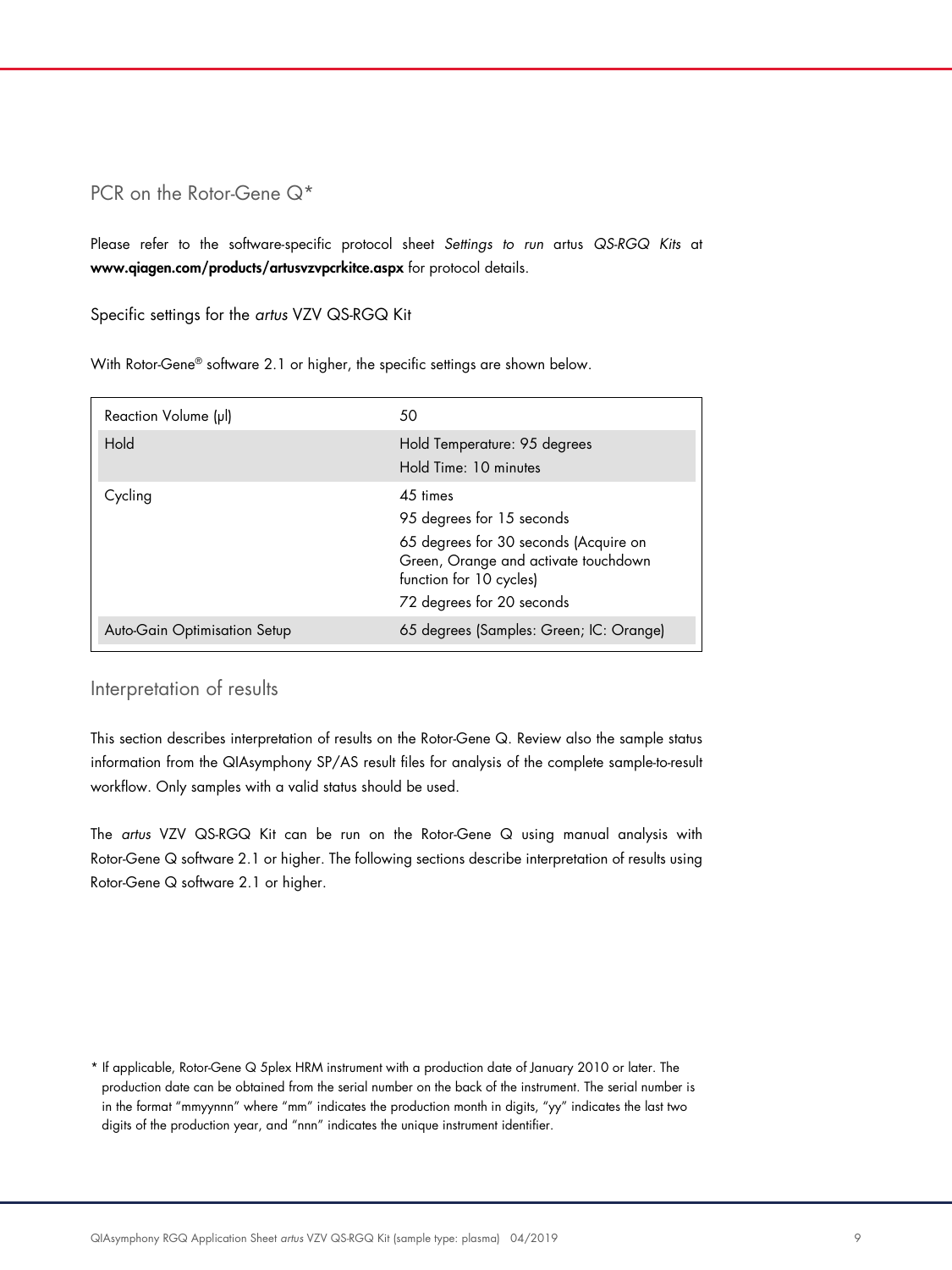## PCR on the Rotor-Gene Q*

Please refer to the software-specific protocol sheet *Settings to run* artus *QS-RGQ Kits* at **www.qiagen.com/products/artusvzvpcrkitce.aspx** for protocol details.

### Specific settings for the *artus* VZV QS-RGQ Kit

With Rotor-Gene® software 2.1 or higher, the specific settings are shown below.

| | |
|---|---|
| Reaction Volume (µl) | 50 |
| Hold | Hold Temperature: 95 degrees<br>Hold Time: 10 minutes |
| Cycling | 45 times<br>95 degrees for 15 seconds<br>65 degrees for 30 seconds (Acquire on Green, Orange and activate touchdown function for 10 cycles)<br>72 degrees for 20 seconds |
| Auto-Gain Optimisation Setup | 65 degrees (Samples: Green; IC: Orange) |

## Interpretation of results

This section describes interpretation of results on the Rotor-Gene Q. Review also the sample status information from the QIAsymphony SP/AS result files for analysis of the complete sample-to-result workflow. Only samples with a valid status should be used.

The *artus* VZV QS-RGQ Kit can be run on the Rotor-Gene Q using manual analysis with Rotor-Gene Q software 2.1 or higher. The following sections describe interpretation of results using Rotor-Gene Q software 2.1 or higher.

\* If applicable, Rotor-Gene Q 5plex HRM instrument with a production date of January 2010 or later. The production date can be obtained from the serial number on the back of the instrument. The serial number is in the format "mmyynnn" where "mm" indicates the production month in digits, "yy" indicates the last two digits of the production year, and "nnn" indicates the unique instrument identifier.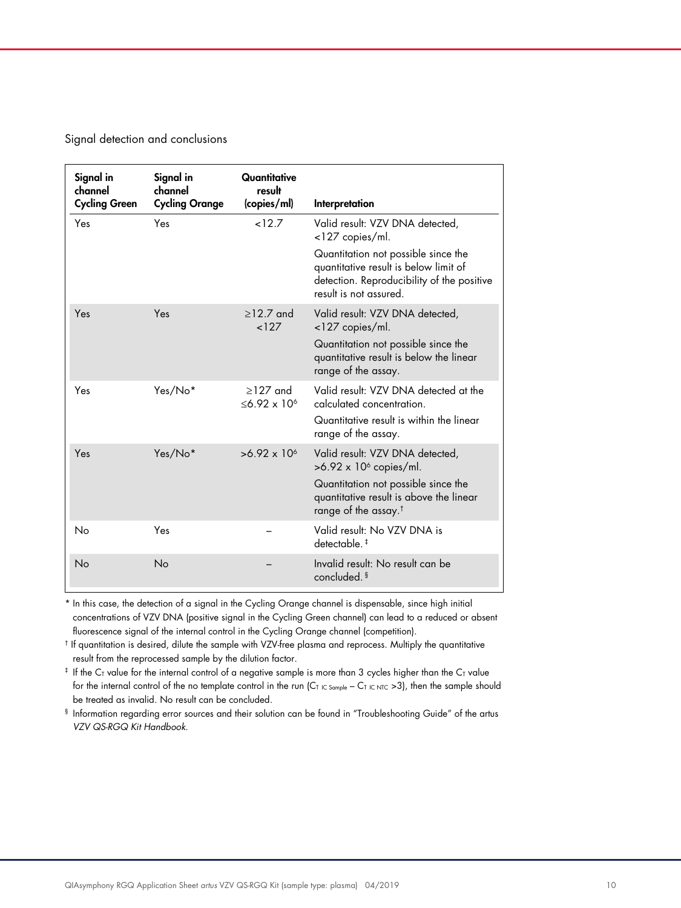Signal detection and conclusions

| Signal in channel Cycling Green | Signal in channel Cycling Orange | Quantitative result (copies/ml) | Interpretation |
|---|---|---|---|
| Yes | Yes | <12.7 | Valid result: VZV DNA detected, <127 copies/ml.<br>Quantitation not possible since the quantitative result is below limit of detection. Reproducibility of the positive result is not assured. |
| Yes | Yes | ≥12.7 and <127 | Valid result: VZV DNA detected, <127 copies/ml.<br>Quantitation not possible since the quantitative result is below the linear range of the assay. |
| Yes | Yes/No* | ≥127 and ≤$6.92 \times 10^6$ | Valid result: VZV DNA detected at the calculated concentration.<br>Quantitative result is within the linear range of the assay. |
| Yes | Yes/No* | >$6.92 \times 10^6$ | Valid result: VZV DNA detected, >$6.92 \times 10^6$ copies/ml.<br>Quantitation not possible since the quantitative result is above the linear range of the assay.† |
| No | Yes | – | Valid result: No VZV DNA is detectable.‡ |
| No | No | – | Invalid result: No result can be concluded.§ |

* In this case, the detection of a signal in the Cycling Orange channel is dispensable, since high initial concentrations of VZV DNA (positive signal in the Cycling Green channel) can lead to a reduced or absent fluorescence signal of the internal control in the Cycling Orange channel (competition).

† If quantitation is desired, dilute the sample with VZV-free plasma and reprocess. Multiply the quantitative result from the reprocessed sample by the dilution factor.

‡ If the $C_T$ value for the internal control of a negative sample is more than 3 cycles higher than the $C_T$ value for the internal control of the no template control in the run ($C_{T\ IC\ Sample} - C_{T\ IC\ NTC} > 3$), then the sample should be treated as invalid. No result can be concluded.

§ Information regarding error sources and their solution can be found in "Troubleshooting Guide" of the artus *VZV QS-RGQ Kit Handbook*.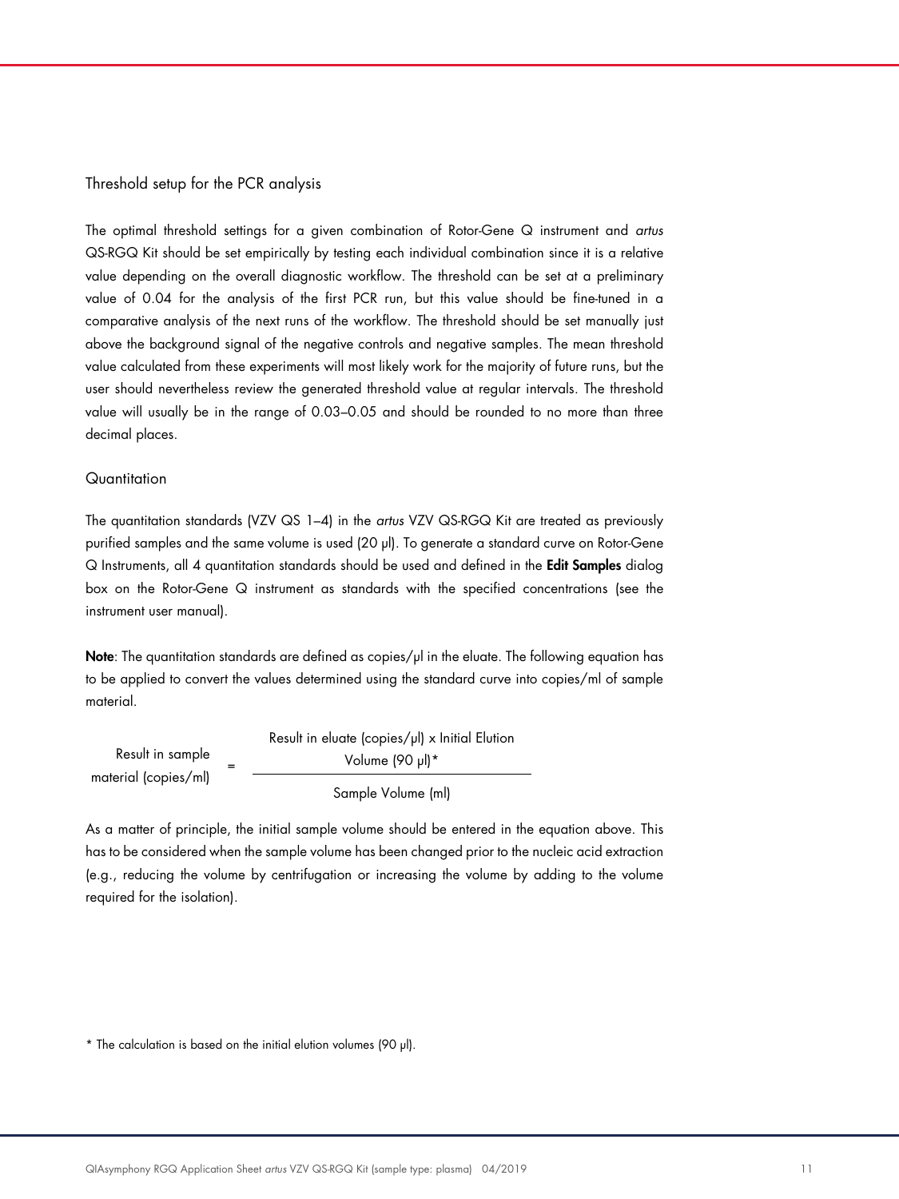### Threshold setup for the PCR analysis

The optimal threshold settings for a given combination of Rotor-Gene Q instrument and *artus* QS-RGQ Kit should be set empirically by testing each individual combination since it is a relative value depending on the overall diagnostic workflow. The threshold can be set at a preliminary value of 0.04 for the analysis of the first PCR run, but this value should be fine-tuned in a comparative analysis of the next runs of the workflow. The threshold should be set manually just above the background signal of the negative controls and negative samples. The mean threshold value calculated from these experiments will most likely work for the majority of future runs, but the user should nevertheless review the generated threshold value at regular intervals. The threshold value will usually be in the range of 0.03–0.05 and should be rounded to no more than three decimal places.

### Quantitation

The quantitation standards (VZV QS 1–4) in the *artus* VZV QS-RGQ Kit are treated as previously purified samples and the same volume is used (20 µl). To generate a standard curve on Rotor-Gene Q Instruments, all 4 quantitation standards should be used and defined in the **Edit Samples** dialog box on the Rotor-Gene Q instrument as standards with the specified concentrations (see the instrument user manual).

**Note**: The quantitation standards are defined as copies/µl in the eluate. The following equation has to be applied to convert the values determined using the standard curve into copies/ml of sample material.

$$\text{Result in sample material (copies/ml)} = \frac{\text{Result in eluate (copies/µl)} \times \text{Initial Elution Volume (90 µl)}^{*}}{\text{Sample Volume (ml)}}$$

As a matter of principle, the initial sample volume should be entered in the equation above. This has to be considered when the sample volume has been changed prior to the nucleic acid extraction (e.g., reducing the volume by centrifugation or increasing the volume by adding to the volume required for the isolation).

* The calculation is based on the initial elution volumes (90 µl).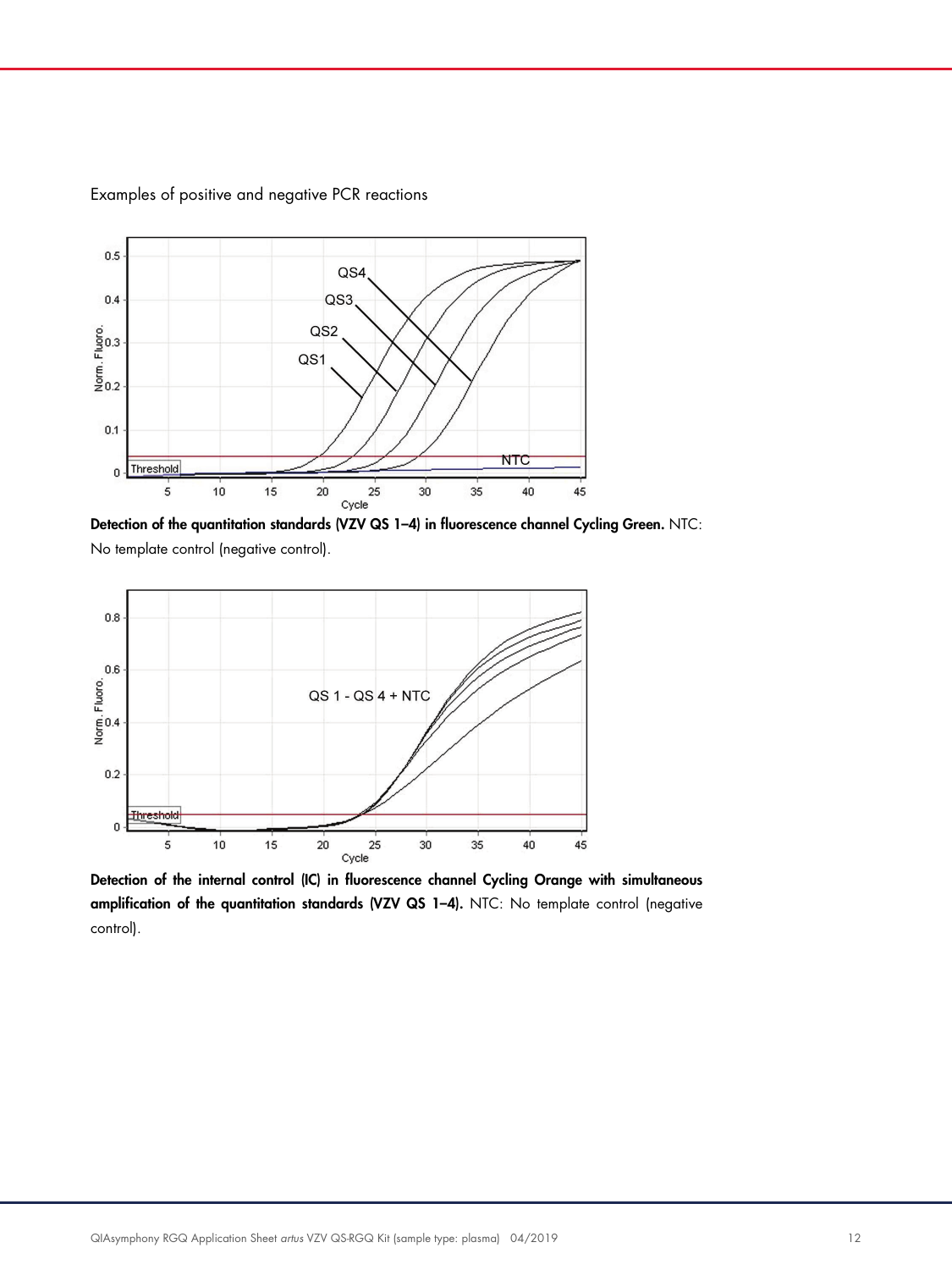Examples of positive and negative PCR reactions

**Detection of the quantitation standards (VZV QS 1–4) in fluorescence channel Cycling Green.** NTC: No template control (negative control).

**Detection of the internal control (IC) in fluorescence channel Cycling Orange with simultaneous amplification of the quantitation standards (VZV QS 1–4).** NTC: No template control (negative control).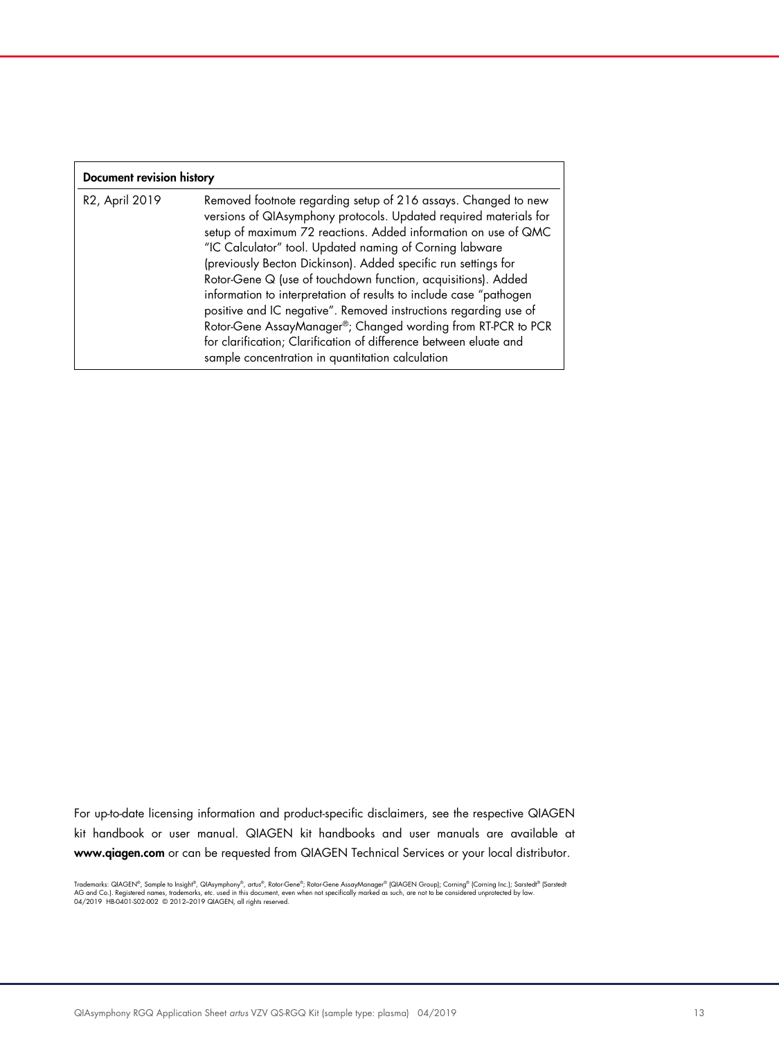| Document revision history | |
|---|---|
| R2, April 2019 | Removed footnote regarding setup of 216 assays. Changed to new versions of QIAsymphony protocols. Updated required materials for setup of maximum 72 reactions. Added information on use of QMC "IC Calculator" tool. Updated naming of Corning labware (previously Becton Dickinson). Added specific run settings for Rotor-Gene Q (use of touchdown function, acquisitions). Added information to interpretation of results to include case "pathogen positive and IC negative". Removed instructions regarding use of Rotor-Gene AssayManager®; Changed wording from RT-PCR to PCR for clarification; Clarification of difference between eluate and sample concentration in quantitation calculation |

For up-to-date licensing information and product-specific disclaimers, see the respective QIAGEN kit handbook or user manual. QIAGEN kit handbooks and user manuals are available at **www.qiagen.com** or can be requested from QIAGEN Technical Services or your local distributor.

Trademarks: QIAGEN®, Sample to Insight®, QIAsymphony®, *artus*®, Rotor-Gene®; Rotor-Gene AssayManager® (QIAGEN Group); Corning® (Corning Inc.); Sarstedt® (Sarstedt AG and Co.). Registered names, trademarks, etc. used in this document, even when not specifically marked as such, are not to be considered unprotected by law.
04/2019 HB-0401-S02-002 © 2012–2019 QIAGEN, all rights reserved.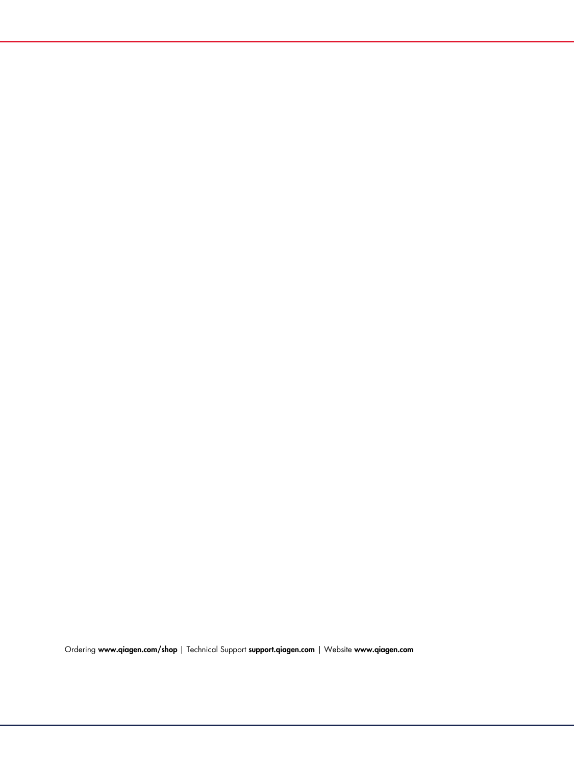Ordering **www.qiagen.com/shop** | Technical Support **support.qiagen.com** | Website **www.qiagen.com**